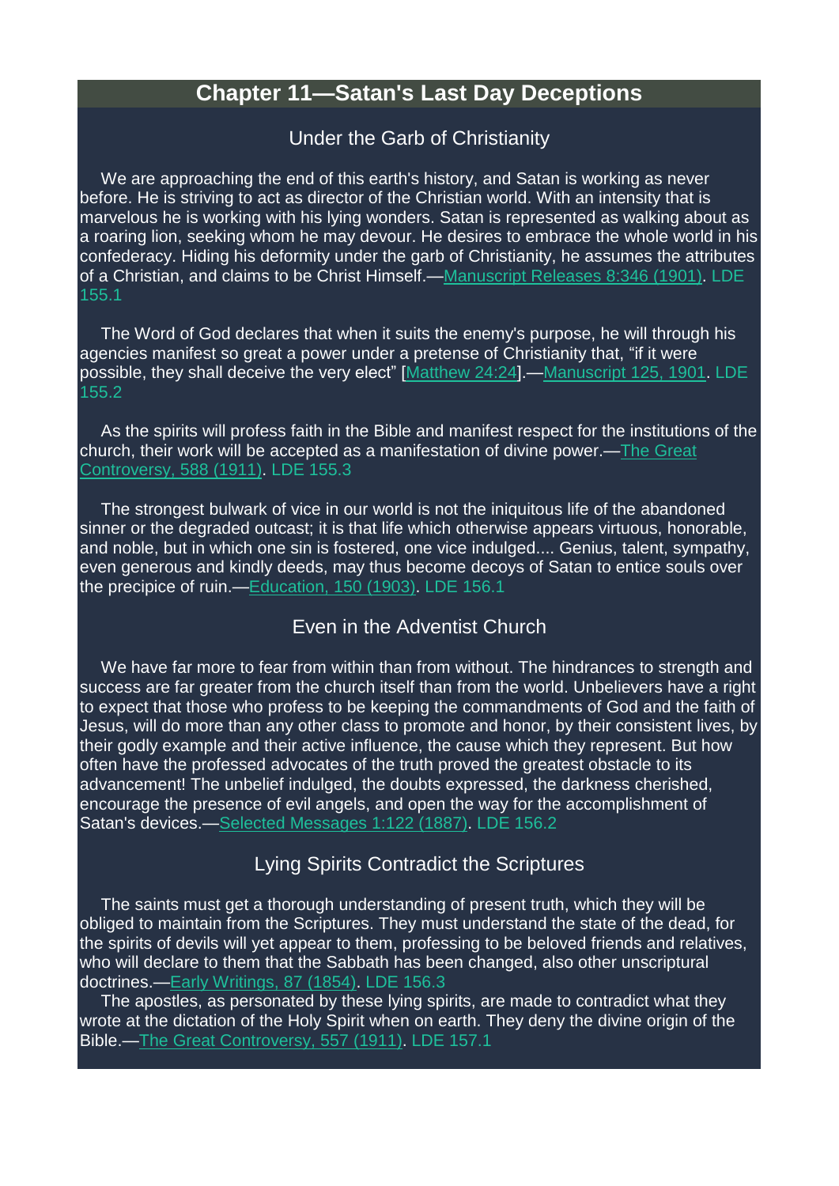# Chapter 11—Satan's Last Day Deceptions

## Under the Garb of Christianity

We are approaching the end of this earth's history, and Satan is working as never before. He is striving to act as director of the Christian world. With an intensity that is marvelous he is working with his lying wonders. Satan is represented as walking about as a roaring lion, seeking whom he may devour. He desires to embrace the whole world in his confederacy. Hiding his deformity under the garb of Christianity, he assumes the attributes of a Christian, and claims to be Christ Himself.—Manuscript Releases 8:346 (1901). LDE 155.1

The Word of God declares that when it suits the enemy's purpose, he will through his agencies manifest so great a power under a pretense of Christianity that, “if it were possible, they shall deceive the very elect” [Matthew 24:24].—Manuscript 125, 1901. LDE 155.2

As the spirits will profess faith in the Bible and manifest respect for the institutions of the church, their work will be accepted as a manifestation of divine power.—The Great Controversy, 588 (1911). LDE 155.3

The strongest bulwark of vice in our world is not the iniquitous life of the abandoned sinner or the degraded outcast; it is that life which otherwise appears virtuous, honorable, and noble, but in which one sin is fostered, one vice indulged.... Genius, talent, sympathy, even generous and kindly deeds, may thus become decoys of Satan to entice souls over the precipice of ruin.—Education, 150 (1903). LDE 156.1

## Even in the Adventist Church

We have far more to fear from within than from without. The hindrances to strength and success are far greater from the church itself than from the world. Unbelievers have a right to expect that those who profess to be keeping the commandments of God and the faith of Jesus, will do more than any other class to promote and honor, by their consistent lives, by their godly example and their active influence, the cause which they represent. But how often have the professed advocates of the truth proved the greatest obstacle to its advancement! The unbelief indulged, the doubts expressed, the darkness cherished, encourage the presence of evil angels, and open the way for the accomplishment of Satan's devices.—Selected Messages 1:122 (1887). LDE 156.2

## Lying Spirits Contradict the Scriptures

The saints must get a thorough understanding of present truth, which they will be obliged to maintain from the Scriptures. They must understand the state of the dead, for the spirits of devils will yet appear to them, professing to be beloved friends and relatives, who will declare to them that the Sabbath has been changed, also other unscriptural doctrines.—Early Writings, 87 (1854). LDE 156.3

The apostles, as personated by these lying spirits, are made to contradict what they wrote at the dictation of the Holy Spirit when on earth. They deny the divine origin of the Bible.—The Great Controversy, 557 (1911). LDE 157.1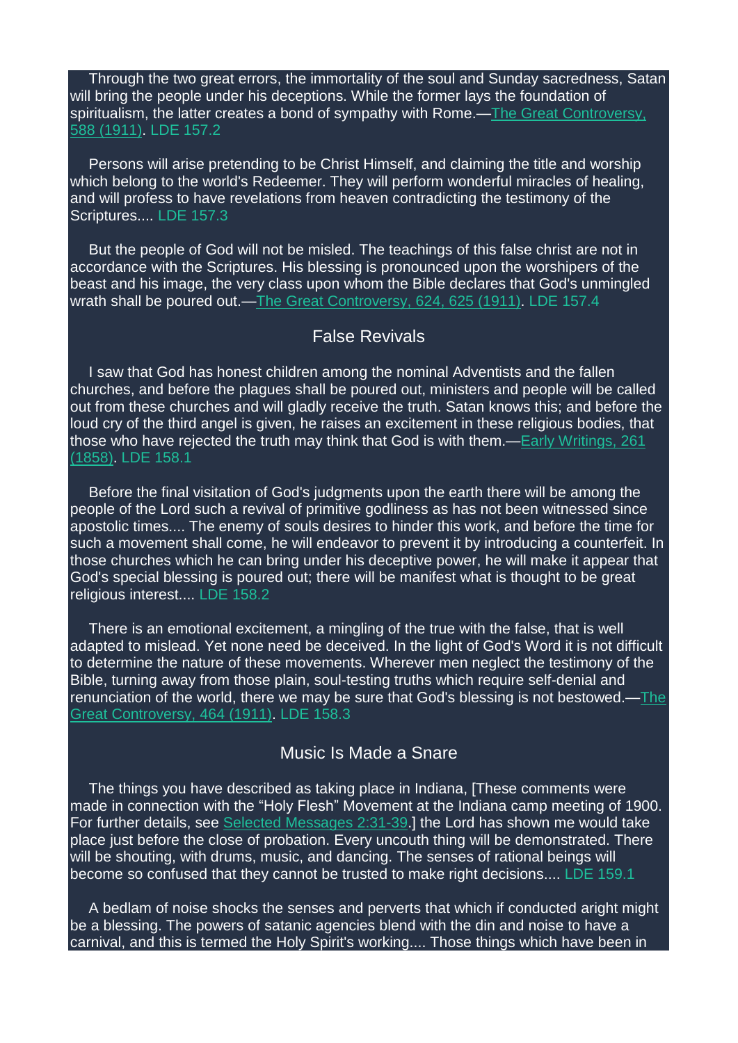Through the two great errors, the immortality of the soul and Sunday sacredness, Satan will bring the people under his deceptions. While the former lays the foundation of spiritualism, the latter creates a bond of sympathy with Rome.—The Great Controversy, 588 (1911). LDE 157.2

Persons will arise pretending to be Christ Himself, and claiming the title and worship which belong to the world's Redeemer. They will perform wonderful miracles of healing, and will profess to have revelations from heaven contradicting the testimony of the Scriptures.... LDE 157.3

But the people of God will not be misled. The teachings of this false christ are not in accordance with the Scriptures. His blessing is pronounced upon the worshipers of the beast and his image, the very class upon whom the Bible declares that God's unmingled wrath shall be poured out.—The Great Controversy, 624, 625 (1911). LDE 157.4

## False Revivals

I saw that God has honest children among the nominal Adventists and the fallen churches, and before the plagues shall be poured out, ministers and people will be called out from these churches and will gladly receive the truth. Satan knows this; and before the loud cry of the third angel is given, he raises an excitement in these religious bodies, that those who have rejected the truth may think that God is with them.—Early Writings, 261 (1858). LDE 158.1

Before the final visitation of God's judgments upon the earth there will be among the people of the Lord such a revival of primitive godliness as has not been witnessed since apostolic times.... The enemy of souls desires to hinder this work, and before the time for such a movement shall come, he will endeavor to prevent it by introducing a counterfeit. In those churches which he can bring under his deceptive power, he will make it appear that God's special blessing is poured out; there will be manifest what is thought to be great religious interest.... LDE 158.2

There is an emotional excitement, a mingling of the true with the false, that is well adapted to mislead. Yet none need be deceived. In the light of God's Word it is not difficult to determine the nature of these movements. Wherever men neglect the testimony of the Bible, turning away from those plain, soul-testing truths which require self-denial and renunciation of the world, there we may be sure that God's blessing is not bestowed.—The Great Controversy, 464 (1911). LDE 158.3

## Music Is Made a Snare

The things you have described as taking place in Indiana, [These comments were made in connection with the “Holy Flesh” Movement at the Indiana camp meeting of 1900. For further details, see Selected Messages 2:31-39.] the Lord has shown me would take place just before the close of probation. Every uncouth thing will be demonstrated. There will be shouting, with drums, music, and dancing. The senses of rational beings will become so confused that they cannot be trusted to make right decisions.... LDE 159.1

A bedlam of noise shocks the senses and perverts that which if conducted aright might be a blessing. The powers of satanic agencies blend with the din and noise to have a carnival, and this is termed the Holy Spirit's working.... Those things which have been in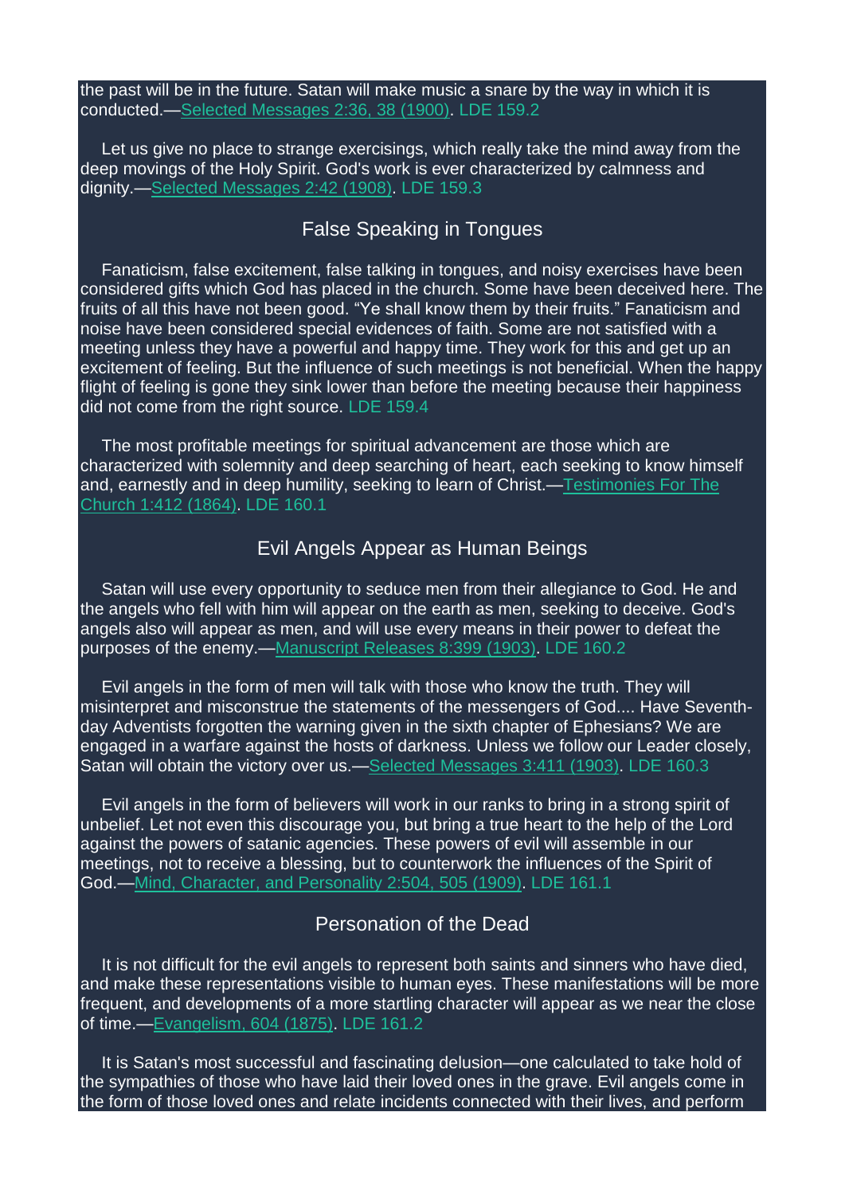the past will be in the future. Satan will make music a snare by the way in which it is conducted.—Selected Messages 2:36, 38 (1900). LDE 159.2

Let us give no place to strange exercisings, which really take the mind away from the deep movings of the Holy Spirit. God's work is ever characterized by calmness and dignity.—Selected Messages 2:42 (1908). LDE 159.3

## False Speaking in Tongues

Fanaticism, false excitement, false talking in tongues, and noisy exercises have been considered gifts which God has placed in the church. Some have been deceived here. The fruits of all this have not been good. “Ye shall know them by their fruits.” Fanaticism and noise have been considered special evidences of faith. Some are not satisfied with a meeting unless they have a powerful and happy time. They work for this and get up an excitement of feeling. But the influence of such meetings is not beneficial. When the happy flight of feeling is gone they sink lower than before the meeting because their happiness did not come from the right source. LDE 159.4

The most profitable meetings for spiritual advancement are those which are characterized with solemnity and deep searching of heart, each seeking to know himself and, earnestly and in deep humility, seeking to learn of Christ.—Testimonies For The Church 1:412 (1864). LDE 160.1

## Evil Angels Appear as Human Beings

Satan will use every opportunity to seduce men from their allegiance to God. He and the angels who fell with him will appear on the earth as men, seeking to deceive. God's angels also will appear as men, and will use every means in their power to defeat the purposes of the enemy.—Manuscript Releases 8:399 (1903). LDE 160.2

Evil angels in the form of men will talk with those who know the truth. They will misinterpret and misconstrue the statements of the messengers of God.... Have Seventh-day Adventists forgotten the warning given in the sixth chapter of Ephesians? We are engaged in a warfare against the hosts of darkness. Unless we follow our Leader closely, Satan will obtain the victory over us.—Selected Messages 3:411 (1903). LDE 160.3

Evil angels in the form of believers will work in our ranks to bring in a strong spirit of unbelief. Let not even this discourage you, but bring a true heart to the help of the Lord against the powers of satanic agencies. These powers of evil will assemble in our meetings, not to receive a blessing, but to counterwork the influences of the Spirit of God.—Mind, Character, and Personality 2:504, 505 (1909). LDE 161.1

## Personation of the Dead

It is not difficult for the evil angels to represent both saints and sinners who have died, and make these representations visible to human eyes. These manifestations will be more frequent, and developments of a more startling character will appear as we near the close of time.—Evangelism, 604 (1875). LDE 161.2

It is Satan's most successful and fascinating delusion—one calculated to take hold of the sympathies of those who have laid their loved ones in the grave. Evil angels come in the form of those loved ones and relate incidents connected with their lives, and perform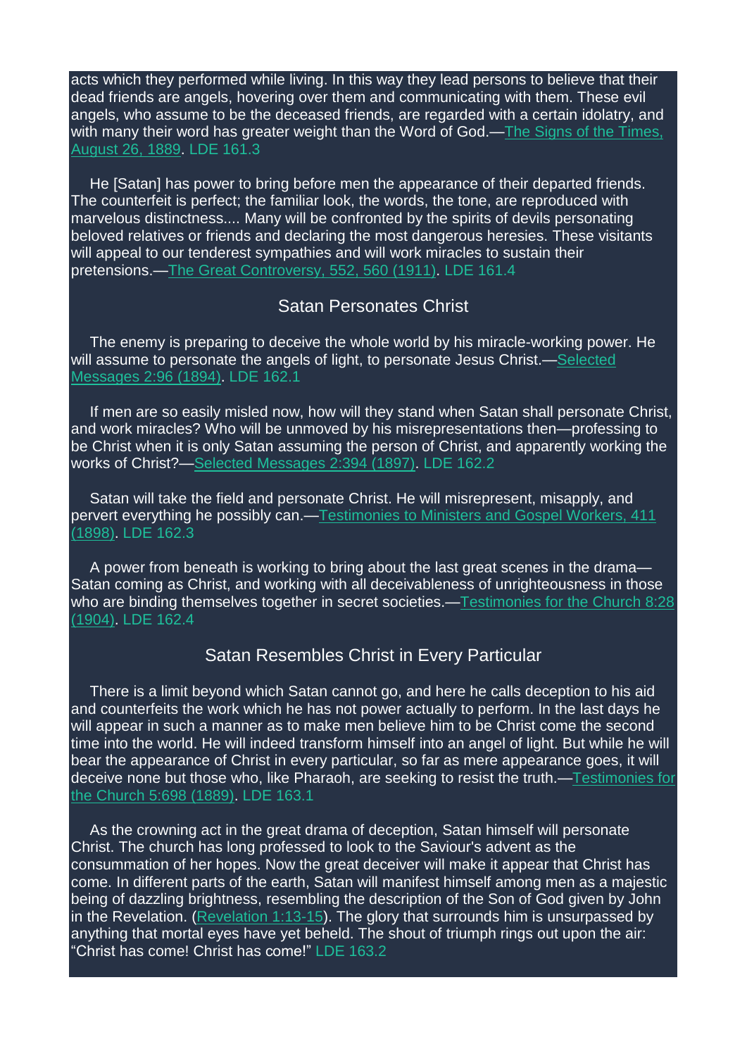acts which they performed while living. In this way they lead persons to believe that their dead friends are angels, hovering over them and communicating with them. These evil angels, who assume to be the deceased friends, are regarded with a certain idolatry, and with many their word has greater weight than the Word of God.—The Signs of the Times, August 26, 1889. LDE 161.3

He [Satan] has power to bring before men the appearance of their departed friends. The counterfeit is perfect; the familiar look, the words, the tone, are reproduced with marvelous distinctness.... Many will be confronted by the spirits of devils personating beloved relatives or friends and declaring the most dangerous heresies. These visitants will appeal to our tenderest sympathies and will work miracles to sustain their pretensions.—The Great Controversy, 552, 560 (1911). LDE 161.4

## Satan Personates Christ

The enemy is preparing to deceive the whole world by his miracle-working power. He will assume to personate the angels of light, to personate Jesus Christ.—Selected Messages 2:96 (1894). LDE 162.1

If men are so easily misled now, how will they stand when Satan shall personate Christ, and work miracles? Who will be unmoved by his misrepresentations then—professing to be Christ when it is only Satan assuming the person of Christ, and apparently working the works of Christ?—Selected Messages 2:394 (1897). LDE 162.2

Satan will take the field and personate Christ. He will misrepresent, misapply, and pervert everything he possibly can.—Testimonies to Ministers and Gospel Workers, 411 (1898). LDE 162.3

A power from beneath is working to bring about the last great scenes in the drama—Satan coming as Christ, and working with all deceivableness of unrighteousness in those who are binding themselves together in secret societies.—Testimonies for the Church 8:28 (1904). LDE 162.4

## Satan Resembles Christ in Every Particular

There is a limit beyond which Satan cannot go, and here he calls deception to his aid and counterfeits the work which he has not power actually to perform. In the last days he will appear in such a manner as to make men believe him to be Christ come the second time into the world. He will indeed transform himself into an angel of light. But while he will bear the appearance of Christ in every particular, so far as mere appearance goes, it will deceive none but those who, like Pharaoh, are seeking to resist the truth.—Testimonies for the Church 5:698 (1889). LDE 163.1

As the crowning act in the great drama of deception, Satan himself will personate Christ. The church has long professed to look to the Saviour's advent as the consummation of her hopes. Now the great deceiver will make it appear that Christ has come. In different parts of the earth, Satan will manifest himself among men as a majestic being of dazzling brightness, resembling the description of the Son of God given by John in the Revelation. (Revelation 1:13-15). The glory that surrounds him is unsurpassed by anything that mortal eyes have yet beheld. The shout of triumph rings out upon the air: "Christ has come! Christ has come!" LDE 163.2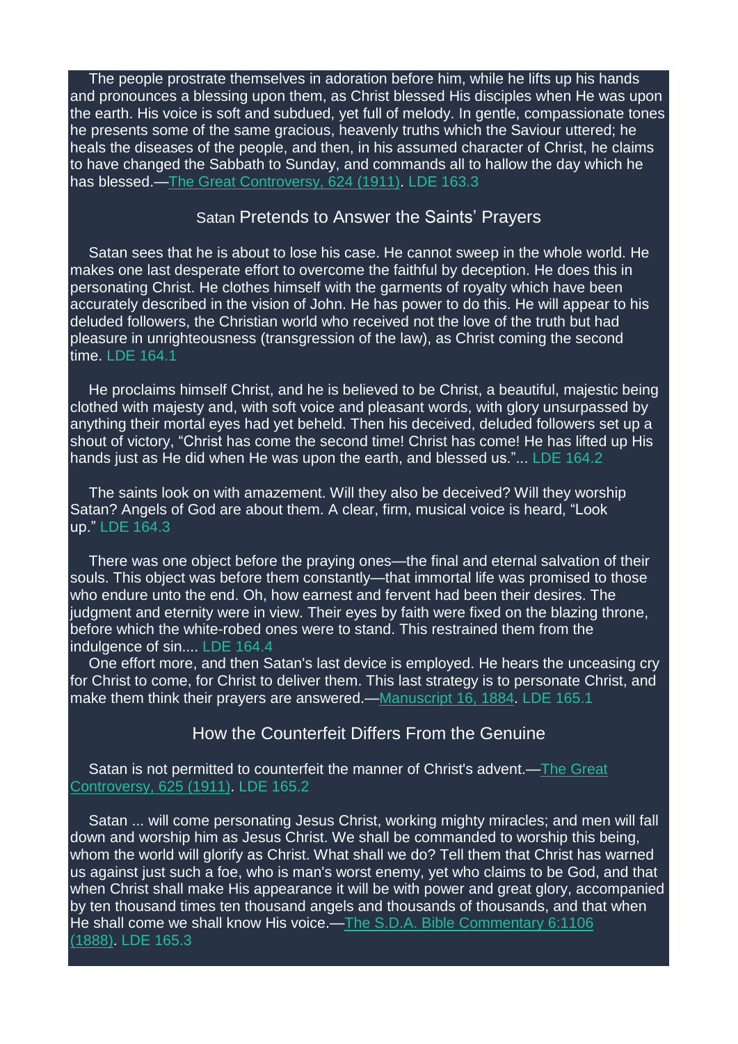The people prostrate themselves in adoration before him, while he lifts up his hands and pronounces a blessing upon them, as Christ blessed His disciples when He was upon the earth. His voice is soft and subdued, yet full of melody. In gentle, compassionate tones he presents some of the same gracious, heavenly truths which the Saviour uttered; he heals the diseases of the people, and then, in his assumed character of Christ, he claims to have changed the Sabbath to Sunday, and commands all to hallow the day which he has blessed.—The Great Controversy, 624 (1911). LDE 163.3

## Satan Pretends to Answer the Saints' Prayers

Satan sees that he is about to lose his case. He cannot sweep in the whole world. He makes one last desperate effort to overcome the faithful by deception. He does this in personating Christ. He clothes himself with the garments of royalty which have been accurately described in the vision of John. He has power to do this. He will appear to his deluded followers, the Christian world who received not the love of the truth but had pleasure in unrighteousness (transgression of the law), as Christ coming the second time. LDE 164.1

He proclaims himself Christ, and he is believed to be Christ, a beautiful, majestic being clothed with majesty and, with soft voice and pleasant words, with glory unsurpassed by anything their mortal eyes had yet beheld. Then his deceived, deluded followers set up a shout of victory, "Christ has come the second time! Christ has come! He has lifted up His hands just as He did when He was upon the earth, and blessed us."... LDE 164.2

The saints look on with amazement. Will they also be deceived? Will they worship Satan? Angels of God are about them. A clear, firm, musical voice is heard, "Look up." LDE 164.3

There was one object before the praying ones—the final and eternal salvation of their souls. This object was before them constantly—that immortal life was promised to those who endure unto the end. Oh, how earnest and fervent had been their desires. The judgment and eternity were in view. Their eyes by faith were fixed on the blazing throne, before which the white-robed ones were to stand. This restrained them from the indulgence of sin.... LDE 164.4

One effort more, and then Satan's last device is employed. He hears the unceasing cry for Christ to come, for Christ to deliver them. This last strategy is to personate Christ, and make them think their prayers are answered.—Manuscript 16, 1884. LDE 165.1

## How the Counterfeit Differs From the Genuine

Satan is not permitted to counterfeit the manner of Christ's advent.—The Great Controversy, 625 (1911). LDE 165.2

Satan ... will come personating Jesus Christ, working mighty miracles; and men will fall down and worship him as Jesus Christ. We shall be commanded to worship this being, whom the world will glorify as Christ. What shall we do? Tell them that Christ has warned us against just such a foe, who is man's worst enemy, yet who claims to be God, and that when Christ shall make His appearance it will be with power and great glory, accompanied by ten thousand times ten thousand angels and thousands of thousands, and that when He shall come we shall know His voice.—The S.D.A. Bible Commentary 6:1106 (1888). LDE 165.3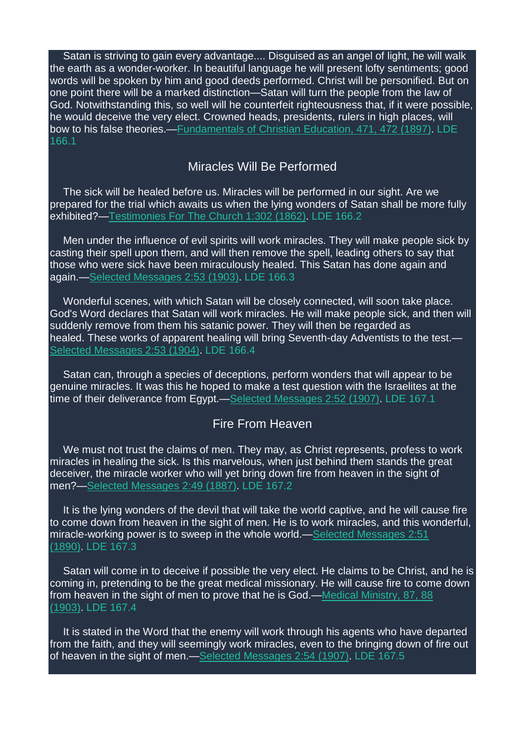Satan is striving to gain every advantage.... Disguised as an angel of light, he will walk the earth as a wonder-worker. In beautiful language he will present lofty sentiments; good words will be spoken by him and good deeds performed. Christ will be personified. But on one point there will be a marked distinction—Satan will turn the people from the law of God. Notwithstanding this, so well will he counterfeit righteousness that, if it were possible, he would deceive the very elect. Crowned heads, presidents, rulers in high places, will bow to his false theories.—Fundamentals of Christian Education, 471, 472 (1897). LDE 166.1

## Miracles Will Be Performed

The sick will be healed before us. Miracles will be performed in our sight. Are we prepared for the trial which awaits us when the lying wonders of Satan shall be more fully exhibited?—Testimonies For The Church 1:302 (1862). LDE 166.2

Men under the influence of evil spirits will work miracles. They will make people sick by casting their spell upon them, and will then remove the spell, leading others to say that those who were sick have been miraculously healed. This Satan has done again and again.—Selected Messages 2:53 (1903). LDE 166.3

Wonderful scenes, with which Satan will be closely connected, will soon take place. God's Word declares that Satan will work miracles. He will make people sick, and then will suddenly remove from them his satanic power. They will then be regarded as healed. These works of apparent healing will bring Seventh-day Adventists to the test.—Selected Messages 2:53 (1904). LDE 166.4

Satan can, through a species of deceptions, perform wonders that will appear to be genuine miracles. It was this he hoped to make a test question with the Israelites at the time of their deliverance from Egypt.—Selected Messages 2:52 (1907). LDE 167.1

## Fire From Heaven

We must not trust the claims of men. They may, as Christ represents, profess to work miracles in healing the sick. Is this marvelous, when just behind them stands the great deceiver, the miracle worker who will yet bring down fire from heaven in the sight of men?—Selected Messages 2:49 (1887). LDE 167.2

It is the lying wonders of the devil that will take the world captive, and he will cause fire to come down from heaven in the sight of men. He is to work miracles, and this wonderful, miracle-working power is to sweep in the whole world.—Selected Messages 2:51 (1890). LDE 167.3

Satan will come in to deceive if possible the very elect. He claims to be Christ, and he is coming in, pretending to be the great medical missionary. He will cause fire to come down from heaven in the sight of men to prove that he is God.—Medical Ministry, 87, 88 (1903). LDE 167.4

It is stated in the Word that the enemy will work through his agents who have departed from the faith, and they will seemingly work miracles, even to the bringing down of fire out of heaven in the sight of men.—Selected Messages 2:54 (1907). LDE 167.5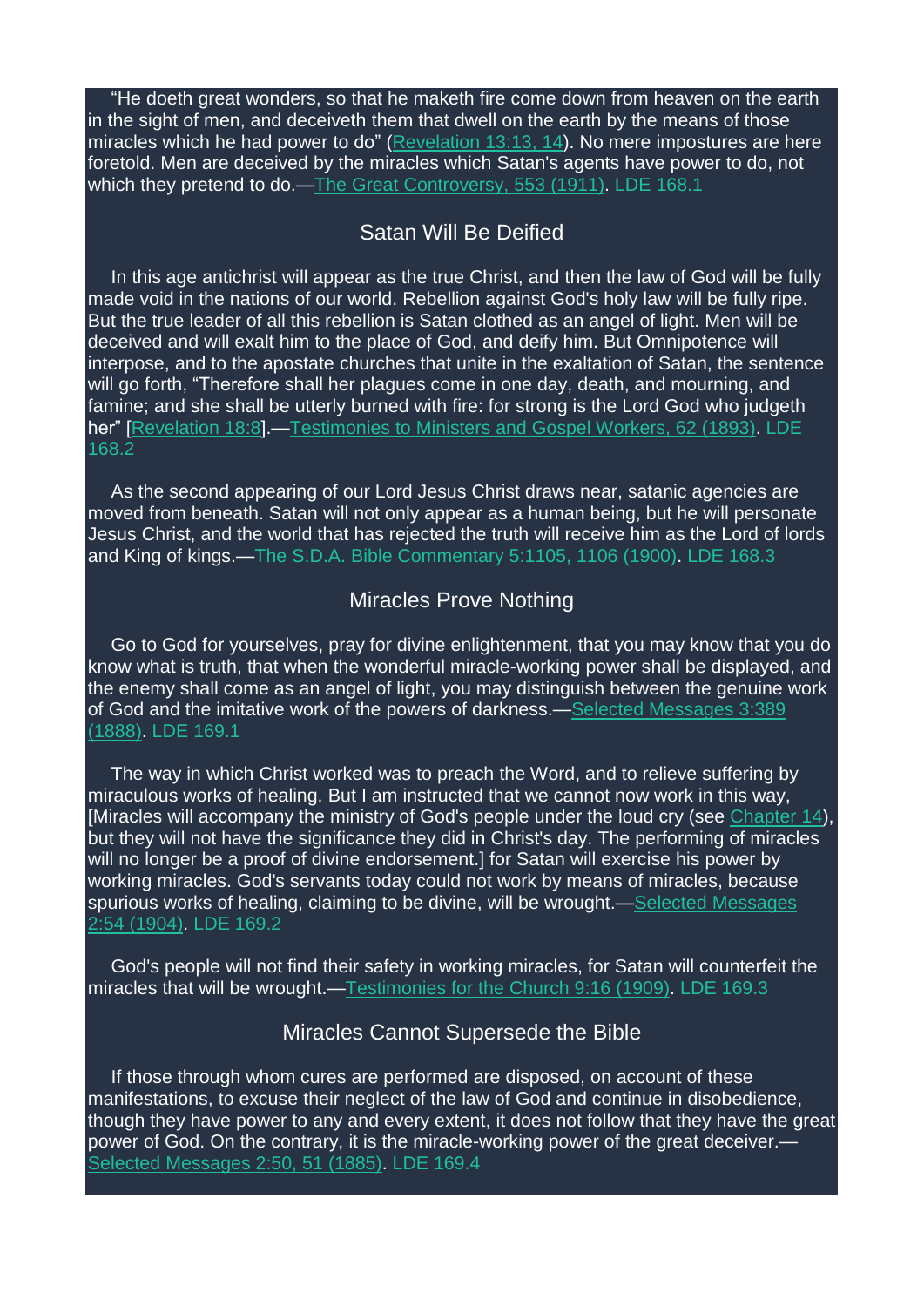"He doeth great wonders, so that he maketh fire come down from heaven on the earth in the sight of men, and deceiveth them that dwell on the earth by the means of those miracles which he had power to do" (Revelation 13:13, 14). No mere impostures are here foretold. Men are deceived by the miracles which Satan's agents have power to do, not which they pretend to do.—The Great Controversy, 553 (1911). LDE 168.1

## Satan Will Be Deified

In this age antichrist will appear as the true Christ, and then the law of God will be fully made void in the nations of our world. Rebellion against God's holy law will be fully ripe. But the true leader of all this rebellion is Satan clothed as an angel of light. Men will be deceived and will exalt him to the place of God, and deify him. But Omnipotence will interpose, and to the apostate churches that unite in the exaltation of Satan, the sentence will go forth, "Therefore shall her plagues come in one day, death, and mourning, and famine; and she shall be utterly burned with fire: for strong is the Lord God who judgeth her" [Revelation 18:8].—Testimonies to Ministers and Gospel Workers, 62 (1893). LDE 168.2

As the second appearing of our Lord Jesus Christ draws near, satanic agencies are moved from beneath. Satan will not only appear as a human being, but he will personate Jesus Christ, and the world that has rejected the truth will receive him as the Lord of lords and King of kings.—The S.D.A. Bible Commentary 5:1105, 1106 (1900). LDE 168.3

## Miracles Prove Nothing

Go to God for yourselves, pray for divine enlightenment, that you may know that you do know what is truth, that when the wonderful miracle-working power shall be displayed, and the enemy shall come as an angel of light, you may distinguish between the genuine work of God and the imitative work of the powers of darkness.—Selected Messages 3:389 (1888). LDE 169.1

The way in which Christ worked was to preach the Word, and to relieve suffering by miraculous works of healing. But I am instructed that we cannot now work in this way, [Miracles will accompany the ministry of God's people under the loud cry (see Chapter 14), but they will not have the significance they did in Christ's day. The performing of miracles will no longer be a proof of divine endorsement.] for Satan will exercise his power by working miracles. God's servants today could not work by means of miracles, because spurious works of healing, claiming to be divine, will be wrought.—Selected Messages 2:54 (1904). LDE 169.2

God's people will not find their safety in working miracles, for Satan will counterfeit the miracles that will be wrought.—Testimonies for the Church 9:16 (1909). LDE 169.3

## Miracles Cannot Supersede the Bible

If those through whom cures are performed are disposed, on account of these manifestations, to excuse their neglect of the law of God and continue in disobedience, though they have power to any and every extent, it does not follow that they have the great power of God. On the contrary, it is the miracle-working power of the great deceiver.—Selected Messages 2:50, 51 (1885). LDE 169.4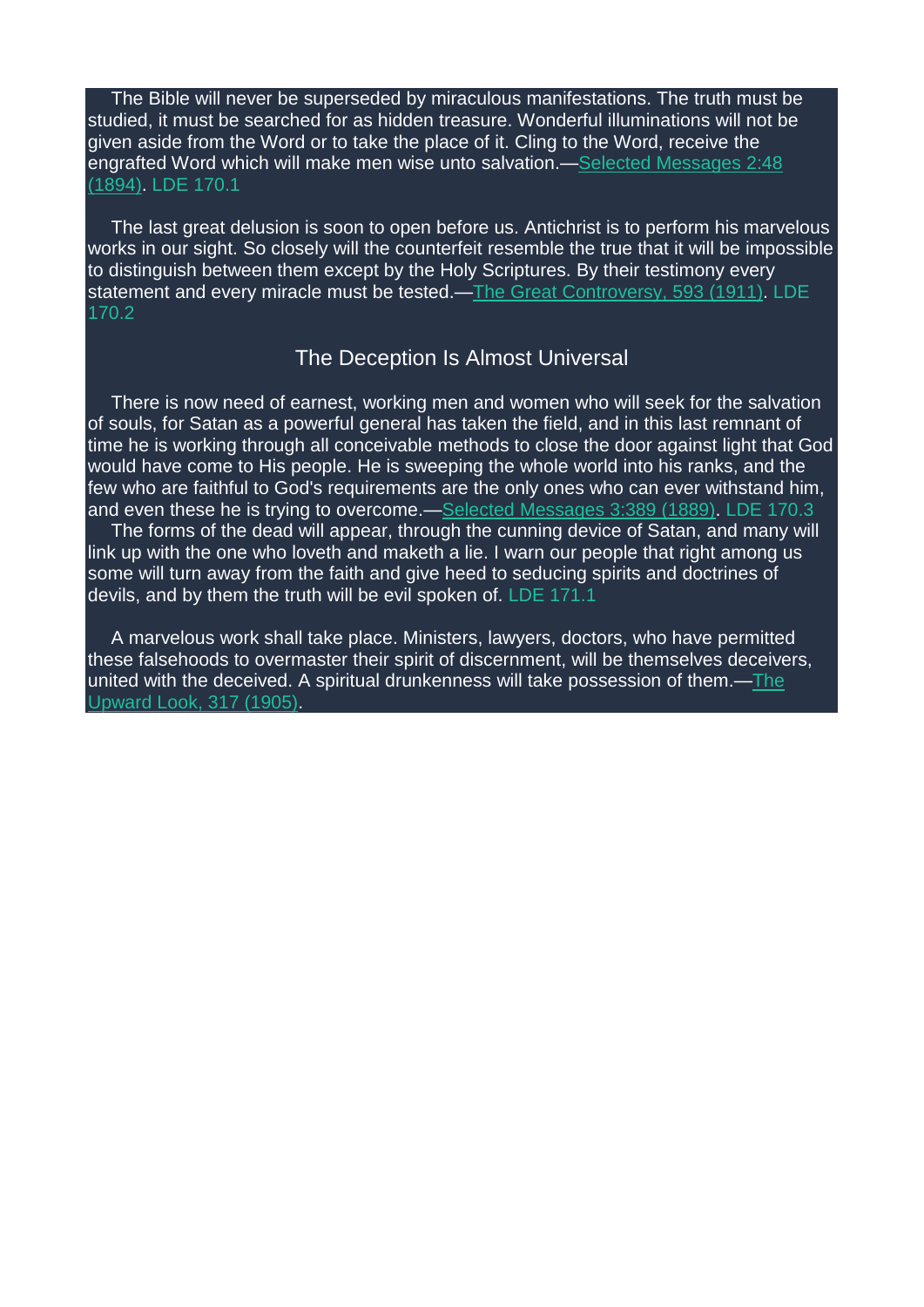The Bible will never be superseded by miraculous manifestations. The truth must be studied, it must be searched for as hidden treasure. Wonderful illuminations will not be given aside from the Word or to take the place of it. Cling to the Word, receive the engrafted Word which will make men wise unto salvation.—Selected Messages 2:48 (1894). LDE 170.1

The last great delusion is soon to open before us. Antichrist is to perform his marvelous works in our sight. So closely will the counterfeit resemble the true that it will be impossible to distinguish between them except by the Holy Scriptures. By their testimony every statement and every miracle must be tested.—The Great Controversy, 593 (1911). LDE 170.2

## The Deception Is Almost Universal

There is now need of earnest, working men and women who will seek for the salvation of souls, for Satan as a powerful general has taken the field, and in this last remnant of time he is working through all conceivable methods to close the door against light that God would have come to His people. He is sweeping the whole world into his ranks, and the few who are faithful to God's requirements are the only ones who can ever withstand him, and even these he is trying to overcome.—Selected Messages 3:389 (1889). LDE 170.3

The forms of the dead will appear, through the cunning device of Satan, and many will link up with the one who loveth and maketh a lie. I warn our people that right among us some will turn away from the faith and give heed to seducing spirits and doctrines of devils, and by them the truth will be evil spoken of. LDE 171.1

A marvelous work shall take place. Ministers, lawyers, doctors, who have permitted these falsehoods to overmaster their spirit of discernment, will be themselves deceivers, united with the deceived. A spiritual drunkenness will take possession of them.—The Upward Look, 317 (1905).